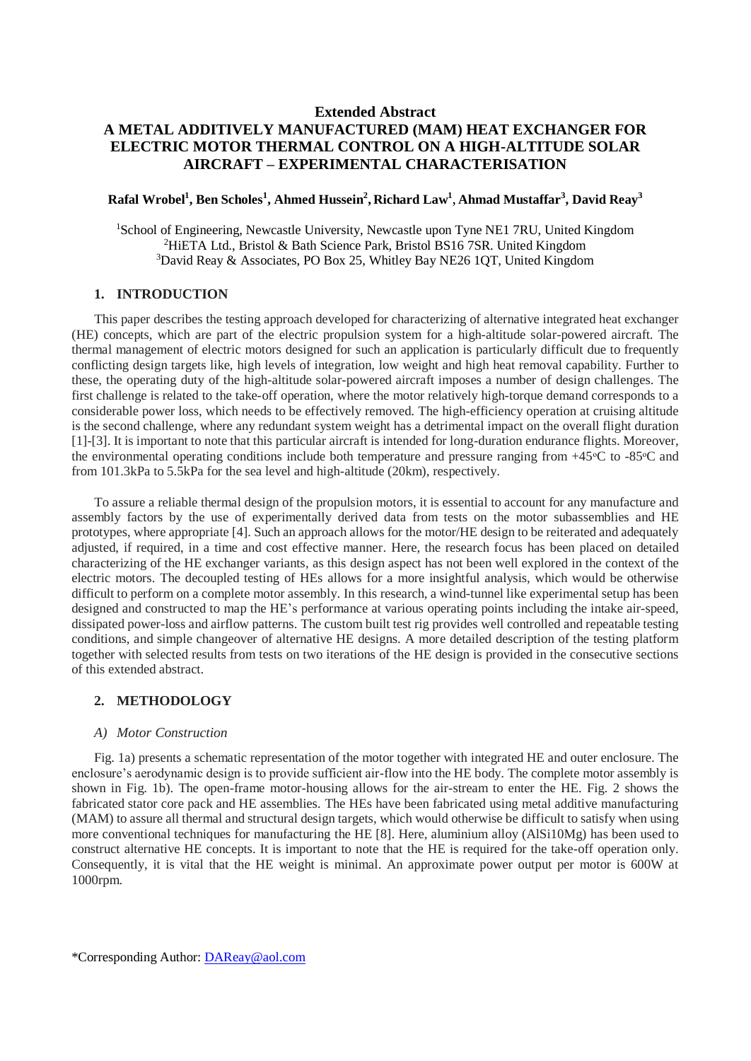# Extended Abstract

# A METAL ADDITIVELY MANUFACTURED (MAM) HEAT EXCHANGER FOR ELECTRIC MOTOR THERMAL CONTROL ON A HIGH-ALTITUDE SOLAR AIRCRAFT – EXPERIMENTAL CHARACTERISATION

**Rafal Wrobel[1], Ben Scholes[1], Ahmed Hussein[2], Richard Law[1], Ahmad Mustaffar[3], David Reay[3]**

[1]School of Engineering, Newcastle University, Newcastle upon Tyne NE1 7RU, United Kingdom
[2]HiETA Ltd., Bristol & Bath Science Park, Bristol BS16 7SR. United Kingdom
[3]David Reay & Associates, PO Box 25, Whitley Bay NE26 1QT, United Kingdom

## 1. INTRODUCTION

This paper describes the testing approach developed for characterizing of alternative integrated heat exchanger (HE) concepts, which are part of the electric propulsion system for a high-altitude solar-powered aircraft. The thermal management of electric motors designed for such an application is particularly difficult due to frequently conflicting design targets like, high levels of integration, low weight and high heat removal capability. Further to these, the operating duty of the high-altitude solar-powered aircraft imposes a number of design challenges. The first challenge is related to the take-off operation, where the motor relatively high-torque demand corresponds to a considerable power loss, which needs to be effectively removed. The high-efficiency operation at cruising altitude is the second challenge, where any redundant system weight has a detrimental impact on the overall flight duration [1]-[3]. It is important to note that this particular aircraft is intended for long-duration endurance flights. Moreover, the environmental operating conditions include both temperature and pressure ranging from +45°C to -85°C and from 101.3kPa to 5.5kPa for the sea level and high-altitude (20km), respectively.

To assure a reliable thermal design of the propulsion motors, it is essential to account for any manufacture and assembly factors by the use of experimentally derived data from tests on the motor subassemblies and HE prototypes, where appropriate [4]. Such an approach allows for the motor/HE design to be reiterated and adequately adjusted, if required, in a time and cost effective manner. Here, the research focus has been placed on detailed characterizing of the HE exchanger variants, as this design aspect has not been well explored in the context of the electric motors. The decoupled testing of HEs allows for a more insightful analysis, which would be otherwise difficult to perform on a complete motor assembly. In this research, a wind-tunnel like experimental setup has been designed and constructed to map the HE's performance at various operating points including the intake air-speed, dissipated power-loss and airflow patterns. The custom built test rig provides well controlled and repeatable testing conditions, and simple changeover of alternative HE designs. A more detailed description of the testing platform together with selected results from tests on two iterations of the HE design is provided in the consecutive sections of this extended abstract.

## 2. METHODOLOGY

### *A) Motor Construction*

Fig. 1a) presents a schematic representation of the motor together with integrated HE and outer enclosure. The enclosure's aerodynamic design is to provide sufficient air-flow into the HE body. The complete motor assembly is shown in Fig. 1b). The open-frame motor-housing allows for the air-stream to enter the HE. Fig. 2 shows the fabricated stator core pack and HE assemblies. The HEs have been fabricated using metal additive manufacturing (MAM) to assure all thermal and structural design targets, which would otherwise be difficult to satisfy when using more conventional techniques for manufacturing the HE [8]. Here, aluminium alloy (AlSi10Mg) has been used to construct alternative HE concepts. It is important to note that the HE is required for the take-off operation only. Consequently, it is vital that the HE weight is minimal. An approximate power output per motor is 600W at 1000rpm.

*Corresponding Author: DAReay@aol.com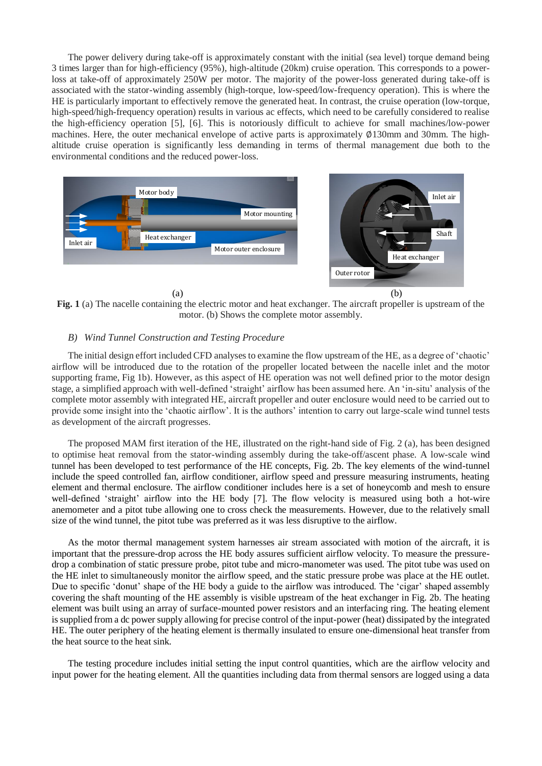The power delivery during take-off is approximately constant with the initial (sea level) torque demand being 3 times larger than for high-efficiency (95%), high-altitude (20km) cruise operation. This corresponds to a power-loss at take-off of approximately 250W per motor. The majority of the power-loss generated during take-off is associated with the stator-winding assembly (high-torque, low-speed/low-frequency operation). This is where the HE is particularly important to effectively remove the generated heat. In contrast, the cruise operation (low-torque, high-speed/high-frequency operation) results in various ac effects, which need to be carefully considered to realise the high-efficiency operation [5], [6]. This is notoriously difficult to achieve for small machines/low-power machines. Here, the outer mechanical envelope of active parts is approximately ∅130mm and 30mm. The high-altitude cruise operation is significantly less demanding in terms of thermal management due both to the environmental conditions and the reduced power-loss.

(a) (b)

**Fig. 1** (a) The nacelle containing the electric motor and heat exchanger. The aircraft propeller is upstream of the motor. (b) Shows the complete motor assembly.

### *B) Wind Tunnel Construction and Testing Procedure*

The initial design effort included CFD analyses to examine the flow upstream of the HE, as a degree of 'chaotic' airflow will be introduced due to the rotation of the propeller located between the nacelle inlet and the motor supporting frame, Fig 1b). However, as this aspect of HE operation was not well defined prior to the motor design stage, a simplified approach with well-defined 'straight' airflow has been assumed here. An 'in-situ' analysis of the complete motor assembly with integrated HE, aircraft propeller and outer enclosure would need to be carried out to provide some insight into the 'chaotic airflow'. It is the authors' intention to carry out large-scale wind tunnel tests as development of the aircraft progresses.

The proposed MAM first iteration of the HE, illustrated on the right-hand side of Fig. 2 (a), has been designed to optimise heat removal from the stator-winding assembly during the take-off/ascent phase. A low-scale wind tunnel has been developed to test performance of the HE concepts, Fig. 2b. The key elements of the wind-tunnel include the speed controlled fan, airflow conditioner, airflow speed and pressure measuring instruments, heating element and thermal enclosure. The airflow conditioner includes here is a set of honeycomb and mesh to ensure well-defined 'straight' airflow into the HE body [7]. The flow velocity is measured using both a hot-wire anemometer and a pitot tube allowing one to cross check the measurements. However, due to the relatively small size of the wind tunnel, the pitot tube was preferred as it was less disruptive to the airflow.

As the motor thermal management system harnesses air stream associated with motion of the aircraft, it is important that the pressure-drop across the HE body assures sufficient airflow velocity. To measure the pressure-drop a combination of static pressure probe, pitot tube and micro-manometer was used. The pitot tube was used on the HE inlet to simultaneously monitor the airflow speed, and the static pressure probe was place at the HE outlet. Due to specific 'donut' shape of the HE body a guide to the airflow was introduced. The 'cigar' shaped assembly covering the shaft mounting of the HE assembly is visible upstream of the heat exchanger in Fig. 2b. The heating element was built using an array of surface-mounted power resistors and an interfacing ring. The heating element is supplied from a dc power supply allowing for precise control of the input-power (heat) dissipated by the integrated HE. The outer periphery of the heating element is thermally insulated to ensure one-dimensional heat transfer from the heat source to the heat sink.

The testing procedure includes initial setting the input control quantities, which are the airflow velocity and input power for the heating element. All the quantities including data from thermal sensors are logged using a data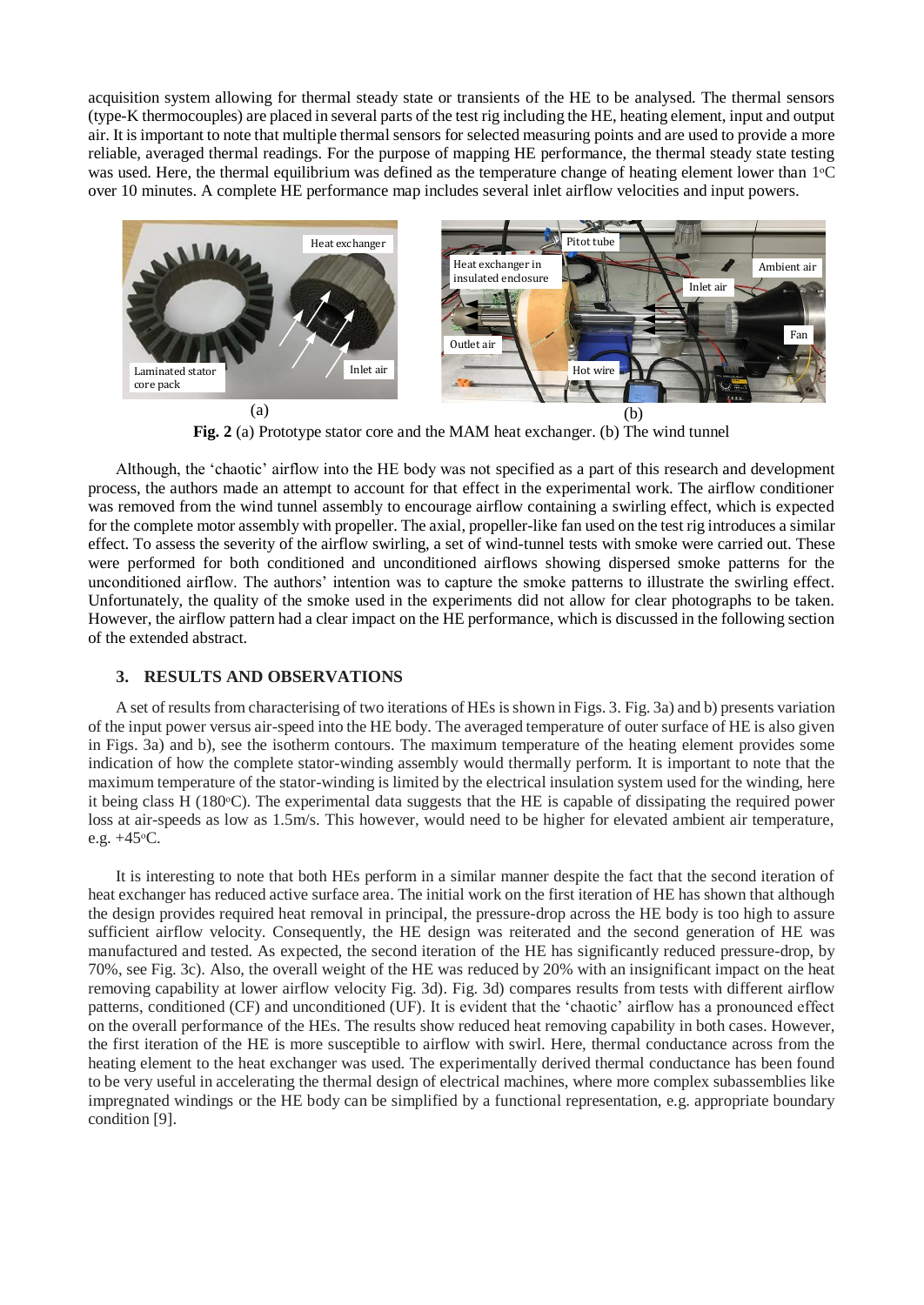acquisition system allowing for thermal steady state or transients of the HE to be analysed. The thermal sensors (type-K thermocouples) are placed in several parts of the test rig including the HE, heating element, input and output air. It is important to note that multiple thermal sensors for selected measuring points and are used to provide a more reliable, averaged thermal readings. For the purpose of mapping HE performance, the thermal steady state testing was used. Here, the thermal equilibrium was defined as the temperature change of heating element lower than 1°C over 10 minutes. A complete HE performance map includes several inlet airflow velocities and input powers.

**Fig. 2** (a) Prototype stator core and the MAM heat exchanger. (b) The wind tunnel

Although, the 'chaotic' airflow into the HE body was not specified as a part of this research and development process, the authors made an attempt to account for that effect in the experimental work. The airflow conditioner was removed from the wind tunnel assembly to encourage airflow containing a swirling effect, which is expected for the complete motor assembly with propeller. The axial, propeller-like fan used on the test rig introduces a similar effect. To assess the severity of the airflow swirling, a set of wind-tunnel tests with smoke were carried out. These were performed for both conditioned and unconditioned airflows showing dispersed smoke patterns for the unconditioned airflow. The authors' intention was to capture the smoke patterns to illustrate the swirling effect. Unfortunately, the quality of the smoke used in the experiments did not allow for clear photographs to be taken. However, the airflow pattern had a clear impact on the HE performance, which is discussed in the following section of the extended abstract.

## 3. RESULTS AND OBSERVATIONS

A set of results from characterising of two iterations of HEs is shown in Figs. 3. Fig. 3a) and b) presents variation of the input power versus air-speed into the HE body. The averaged temperature of outer surface of HE is also given in Figs. 3a) and b), see the isotherm contours. The maximum temperature of the heating element provides some indication of how the complete stator-winding assembly would thermally perform. It is important to note that the maximum temperature of the stator-winding is limited by the electrical insulation system used for the winding, here it being class H (180°C). The experimental data suggests that the HE is capable of dissipating the required power loss at air-speeds as low as 1.5m/s. This however, would need to be higher for elevated ambient air temperature, e.g. +45°C.

It is interesting to note that both HEs perform in a similar manner despite the fact that the second iteration of heat exchanger has reduced active surface area. The initial work on the first iteration of HE has shown that although the design provides required heat removal in principal, the pressure-drop across the HE body is too high to assure sufficient airflow velocity. Consequently, the HE design was reiterated and the second generation of HE was manufactured and tested. As expected, the second iteration of the HE has significantly reduced pressure-drop, by 70%, see Fig. 3c). Also, the overall weight of the HE was reduced by 20% with an insignificant impact on the heat removing capability at lower airflow velocity Fig. 3d). Fig. 3d) compares results from tests with different airflow patterns, conditioned (CF) and unconditioned (UF). It is evident that the 'chaotic' airflow has a pronounced effect on the overall performance of the HEs. The results show reduced heat removing capability in both cases. However, the first iteration of the HE is more susceptible to airflow with swirl. Here, thermal conductance across from the heating element to the heat exchanger was used. The experimentally derived thermal conductance has been found to be very useful in accelerating the thermal design of electrical machines, where more complex subassemblies like impregnated windings or the HE body can be simplified by a functional representation, e.g. appropriate boundary condition [9].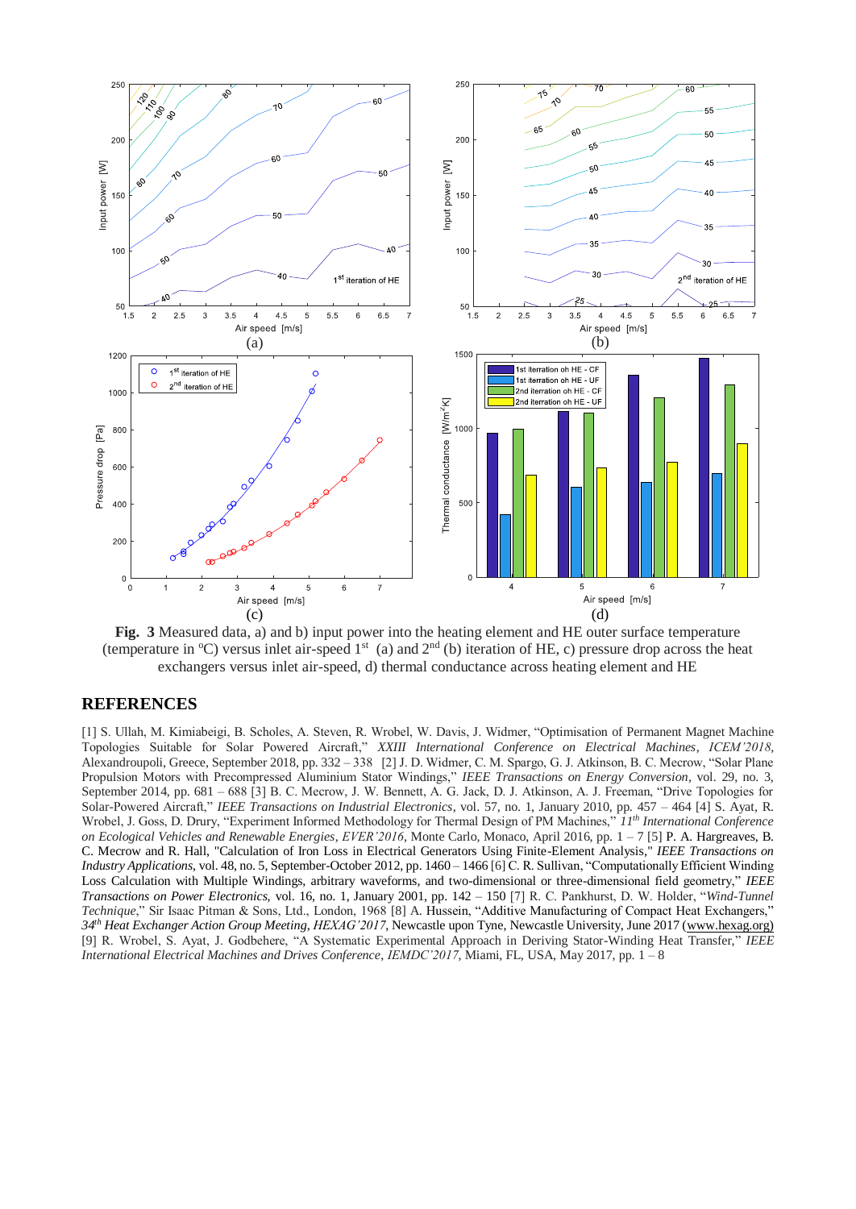(a)

250
200
150
100
50
1.5 2 2.5 3 3.5 4 4.5 5 5.5 6 6.5 7

Input power [W]
Air speed [m/s]

120 110 100 90 80 70 60 50 40
80 70 60 50 40
70 60 50 40
1st iteration of HE

(b)

250
200
150
100
50
1.5 2 2.5 3 3.5 4 4.5 5 5.5 6 6.5 7

Input power [W]
Air speed [m/s]

75 70 65 60 55 50 45 40 35 30 25
2nd iteration of HE

(c)

1200
1000
800
600
400
200
0
0 1 2 3 4 5 6 7

Pressure drop [Pa]
Air speed [m/s]

1st iteration of HE
2nd iteration of HE

(d)

1500
1000
500
0
4 5 6 7

Thermal conductance [W/m²K]
Air speed [m/s]

1st iteration oh HE - CF
1st iteration oh HE - UF
2nd iteration oh HE - CF
2nd iteration oh HE - UF

**Fig. 3** Measured data, a) and b) input power into the heating element and HE outer surface temperature (temperature in °C) versus inlet air-speed 1st (a) and 2nd (b) iteration of HE, c) pressure drop across the heat exchangers versus inlet air-speed, d) thermal conductance across heating element and HE

## REFERENCES

[1] S. Ullah, M. Kimiabeigi, B. Scholes, A. Steven, R. Wrobel, W. Davis, J. Widmer, "Optimisation of Permanent Magnet Machine Topologies Suitable for Solar Powered Aircraft," *XXIII International Conference on Electrical Machines*, *ICEM'2018*, Alexandroupoli, Greece, September 2018, pp. 332 – 338 [2] J. D. Widmer, C. M. Spargo, G. J. Atkinson, B. C. Mecrow, "Solar Plane Propulsion Motors with Precompressed Aluminium Stator Windings," *IEEE Transactions on Energy Conversion*, vol. 29, no. 3, September 2014, pp. 681 – 688 [3] B. C. Mecrow, J. W. Bennett, A. G. Jack, D. J. Atkinson, A. J. Freeman, "Drive Topologies for Solar-Powered Aircraft," *IEEE Transactions on Industrial Electronics*, vol. 57, no. 1, January 2010, pp. 457 – 464 [4] S. Ayat, R. Wrobel, J. Goss, D. Drury, "Experiment Informed Methodology for Thermal Design of PM Machines," *11th International Conference on Ecological Vehicles and Renewable Energies*, *EVER'2016*, Monte Carlo, Monaco, April 2016, pp. 1 – 7 [5] P. A. Hargreaves, B. C. Mecrow and R. Hall, "Calculation of Iron Loss in Electrical Generators Using Finite-Element Analysis," *IEEE Transactions on Industry Applications*, vol. 48, no. 5, September-October 2012, pp. 1460 – 1466 [6] C. R. Sullivan, "Computationally Efficient Winding Loss Calculation with Multiple Windings, arbitrary waveforms, and two-dimensional or three-dimensional field geometry," *IEEE Transactions on Power Electronics*, vol. 16, no. 1, January 2001, pp. 142 – 150 [7] R. C. Pankhurst, D. W. Holder, "*Wind-Tunnel Technique*," Sir Isaac Pitman & Sons, Ltd., London, 1968 [8] A. Hussein, "Additive Manufacturing of Compact Heat Exchangers," *34th Heat Exchanger Action Group Meeting, HEXAG'2017*, Newcastle upon Tyne, Newcastle University, June 2017 (www.hexag.org) [9] R. Wrobel, S. Ayat, J. Godbehere, "A Systematic Experimental Approach in Deriving Stator-Winding Heat Transfer," *IEEE International Electrical Machines and Drives Conference*, *IEMDC'2017*, Miami, FL, USA, May 2017, pp. 1 – 8